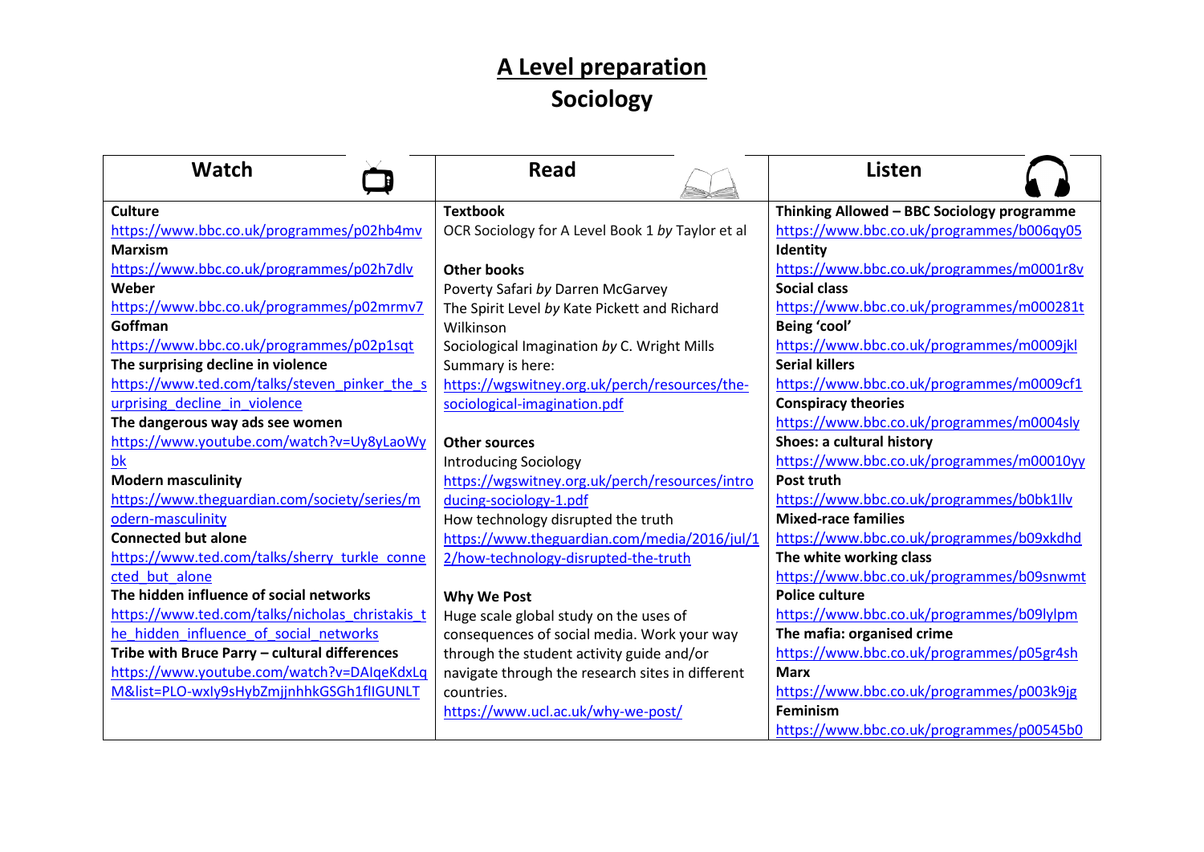# A Level preparation

## Sociology

| Watch | Read | Listen |
| --- | --- | --- |
| **Culture**<br>https://www.bbc.co.uk/programmes/p02hb4mv<br>**Marxism**<br>https://www.bbc.co.uk/programmes/p02h7dlv<br>**Weber**<br>https://www.bbc.co.uk/programmes/p02mrmv7<br>**Goffman**<br>https://www.bbc.co.uk/programmes/p02p1sqt<br>**The surprising decline in violence**<br>https://www.ted.com/talks/steven_pinker_the_surprising_decline_in_violence<br>**The dangerous way ads see women**<br>https://www.youtube.com/watch?v=Uy8yLaoWybk<br>**Modern masculinity**<br>https://www.theguardian.com/society/series/modern-masculinity<br>**Connected but alone**<br>https://www.ted.com/talks/sherry_turkle_connected_but_alone<br>**The hidden influence of social networks**<br>https://www.ted.com/talks/nicholas_christakis_the_hidden_influence_of_social_networks<br>**Tribe with Bruce Parry – cultural differences**<br>https://www.youtube.com/watch?v=DAIqeKdxLqM&list=PLO-wxIy9sHybZmjjnhhkGSGh1fIIGUNLT | **Textbook**<br>OCR Sociology for A Level Book 1 *by* Taylor et al<br><br>**Other books**<br>Poverty Safari *by* Darren McGarvey<br>The Spirit Level *by* Kate Pickett and Richard Wilkinson<br>Sociological Imagination *by* C. Wright Mills<br>Summary is here:<br>https://wgswitney.org.uk/perch/resources/the-sociological-imagination.pdf<br><br>**Other sources**<br>Introducing Sociology<br>https://wgswitney.org.uk/perch/resources/introducing-sociology-1.pdf<br>How technology disrupted the truth<br>https://www.theguardian.com/media/2016/jul/12/how-technology-disrupted-the-truth<br><br>**Why We Post**<br>Huge scale global study on the uses of consequences of social media. Work your way through the student activity guide and/or navigate through the research sites in different countries.<br>https://www.ucl.ac.uk/why-we-post/ | **Thinking Allowed – BBC Sociology programme**<br>https://www.bbc.co.uk/programmes/b006qy05<br>**Identity**<br>https://www.bbc.co.uk/programmes/m0001r8v<br>**Social class**<br>https://www.bbc.co.uk/programmes/m000281t<br>**Being 'cool'**<br>https://www.bbc.co.uk/programmes/m0009jkl<br>**Serial killers**<br>https://www.bbc.co.uk/programmes/m0009cf1<br>**Conspiracy theories**<br>https://www.bbc.co.uk/programmes/m0004sly<br>**Shoes: a cultural history**<br>https://www.bbc.co.uk/programmes/m00010yy<br>**Post truth**<br>https://www.bbc.co.uk/programmes/b0bk1llv<br>**Mixed-race families**<br>https://www.bbc.co.uk/programmes/b09xkdhd<br>**The white working class**<br>https://www.bbc.co.uk/programmes/b09snwmt<br>**Police culture**<br>https://www.bbc.co.uk/programmes/b09lylpm<br>**The mafia: organised crime**<br>https://www.bbc.co.uk/programmes/p05gr4sh<br>**Marx**<br>https://www.bbc.co.uk/programmes/p003k9jg<br>**Feminism**<br>https://www.bbc.co.uk/programmes/p00545b0 |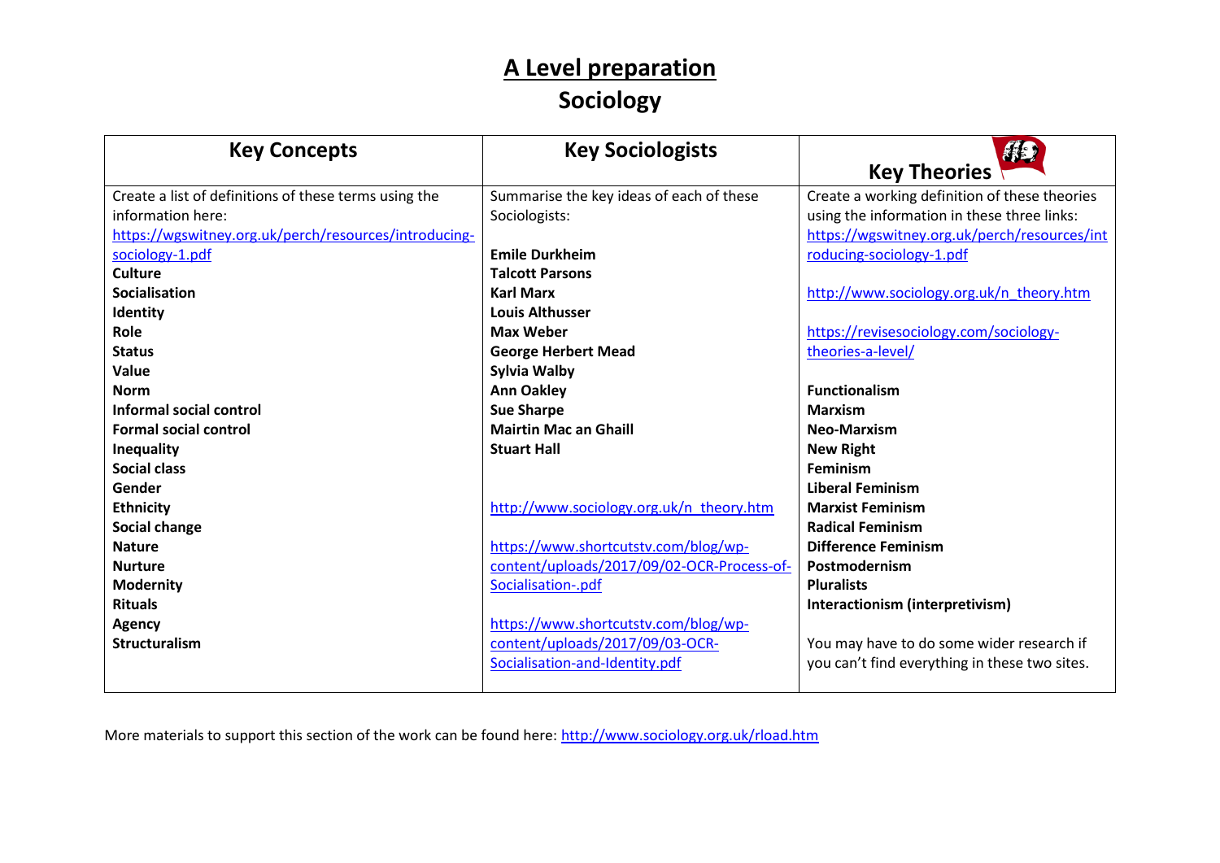# A Level preparation

## Sociology

| Key Concepts | Key Sociologists | Key Theories |
|---|---|---|
| Create a list of definitions of these terms using the information here: https://wgswitney.org.uk/perch/resources/introducing-sociology-1.pdf<br>**Culture**<br>**Socialisation**<br>**Identity**<br>**Role**<br>**Status**<br>**Value**<br>**Norm**<br>**Informal social control**<br>**Formal social control**<br>**Inequality**<br>**Social class**<br>**Gender**<br>**Ethnicity**<br>**Social change**<br>**Nature**<br>**Nurture**<br>**Modernity**<br>**Rituals**<br>**Agency**<br>**Structuralism** | Summarise the key ideas of each of these Sociologists:<br><br>**Emile Durkheim**<br>**Talcott Parsons**<br>**Karl Marx**<br>**Louis Althusser**<br>**Max Weber**<br>**George Herbert Mead**<br>**Sylvia Walby**<br>**Ann Oakley**<br>**Sue Sharpe**<br>**Mairtin Mac an Ghaill**<br>**Stuart Hall**<br><br>http://www.sociology.org.uk/n_theory.htm<br><br>https://www.shortcutstv.com/blog/wp-content/uploads/2017/09/02-OCR-Process-of-Socialisation-.pdf<br><br>https://www.shortcutstv.com/blog/wp-content/uploads/2017/09/03-OCR-Socialisation-and-Identity.pdf | Create a working definition of these theories using the information in these three links:<br>https://wgswitney.org.uk/perch/resources/introducing-sociology-1.pdf<br><br>http://www.sociology.org.uk/n_theory.htm<br><br>https://revisesociology.com/sociology-theories-a-level/<br><br>**Functionalism**<br>**Marxism**<br>**Neo-Marxism**<br>**New Right**<br>**Feminism**<br>**Liberal Feminism**<br>**Marxist Feminism**<br>**Radical Feminism**<br>**Difference Feminism**<br>**Postmodernism**<br>**Pluralists**<br>**Interactionism (interpretivism)**<br><br>You may have to do some wider research if you can't find everything in these two sites. |

More materials to support this section of the work can be found here: http://www.sociology.org.uk/rload.htm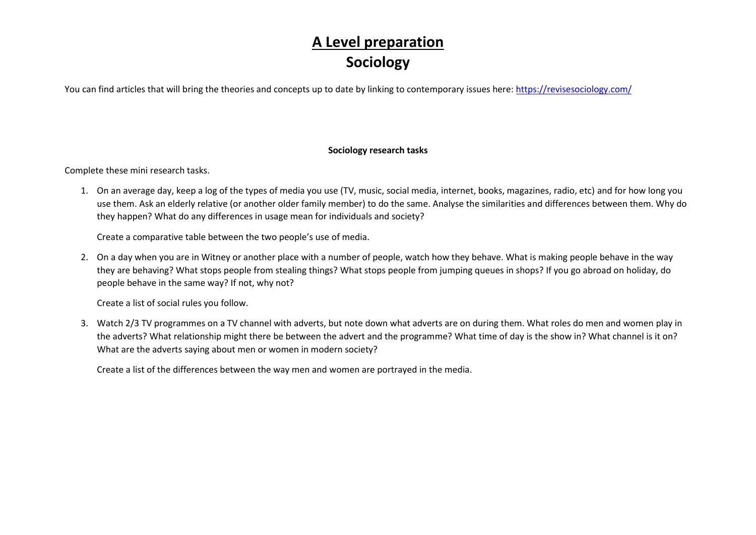# A Level preparation

# Sociology

You can find articles that will bring the theories and concepts up to date by linking to contemporary issues here: https://revisesociology.com/

**Sociology research tasks**

Complete these mini research tasks.

1. On an average day, keep a log of the types of media you use (TV, music, social media, internet, books, magazines, radio, etc) and for how long you use them. Ask an elderly relative (or another older family member) to do the same. Analyse the similarities and differences between them. Why do they happen? What do any differences in usage mean for individuals and society?

   Create a comparative table between the two people's use of media.

2. On a day when you are in Witney or another place with a number of people, watch how they behave. What is making people behave in the way they are behaving? What stops people from stealing things? What stops people from jumping queues in shops? If you go abroad on holiday, do people behave in the same way? If not, why not?

   Create a list of social rules you follow.

3. Watch 2/3 TV programmes on a TV channel with adverts, but note down what adverts are on during them. What roles do men and women play in the adverts? What relationship might there be between the advert and the programme? What time of day is the show in? What channel is it on? What are the adverts saying about men or women in modern society?

   Create a list of the differences between the way men and women are portrayed in the media.